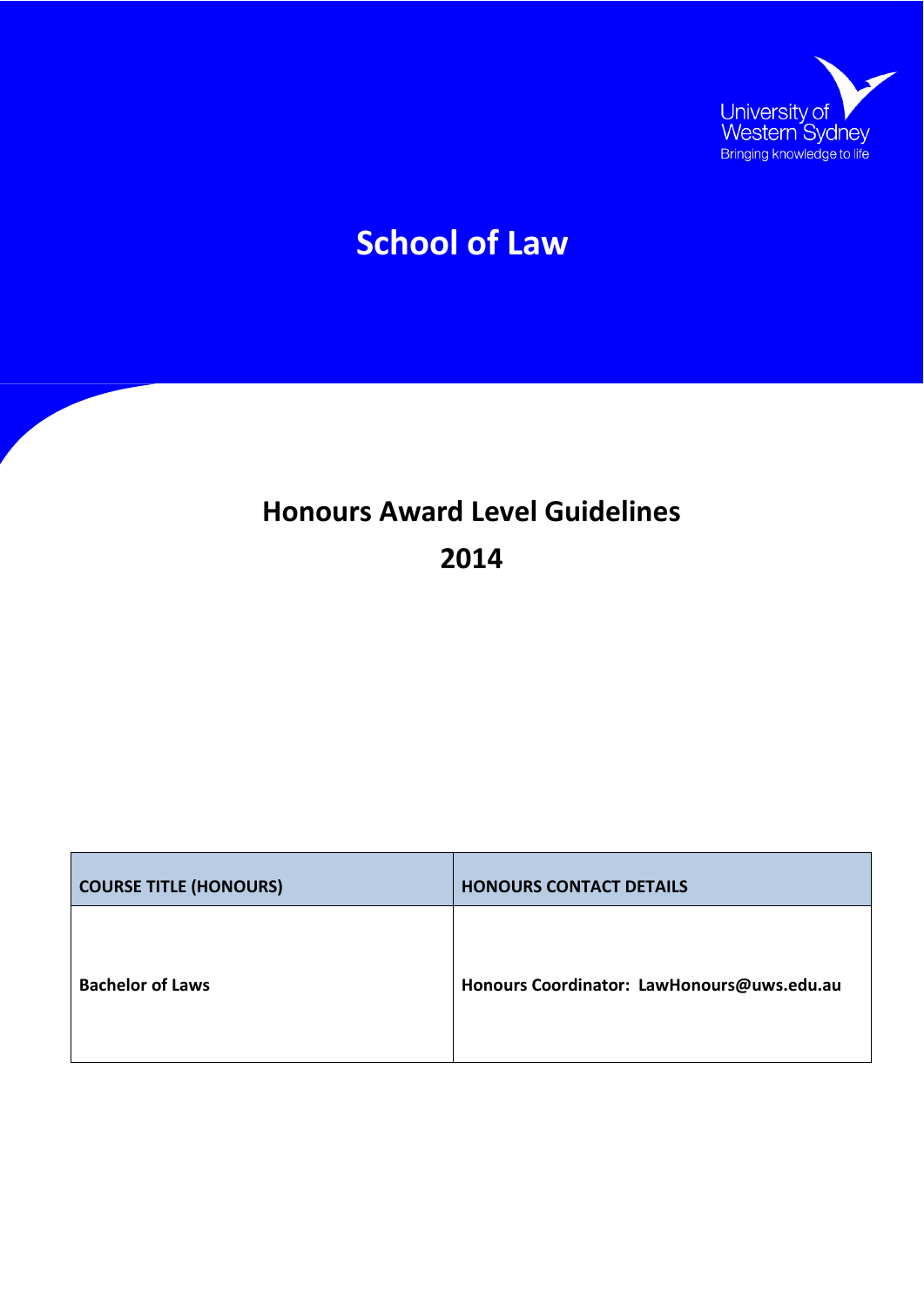University of Western Sydney
Bringing knowledge to life

# School of Law

## Honours Award Level Guidelines

## 2014

| COURSE TITLE (HONOURS) | HONOURS CONTACT DETAILS |
|---|---|
| **Bachelor of Laws** | **Honours Coordinator: LawHonours@uws.edu.au** |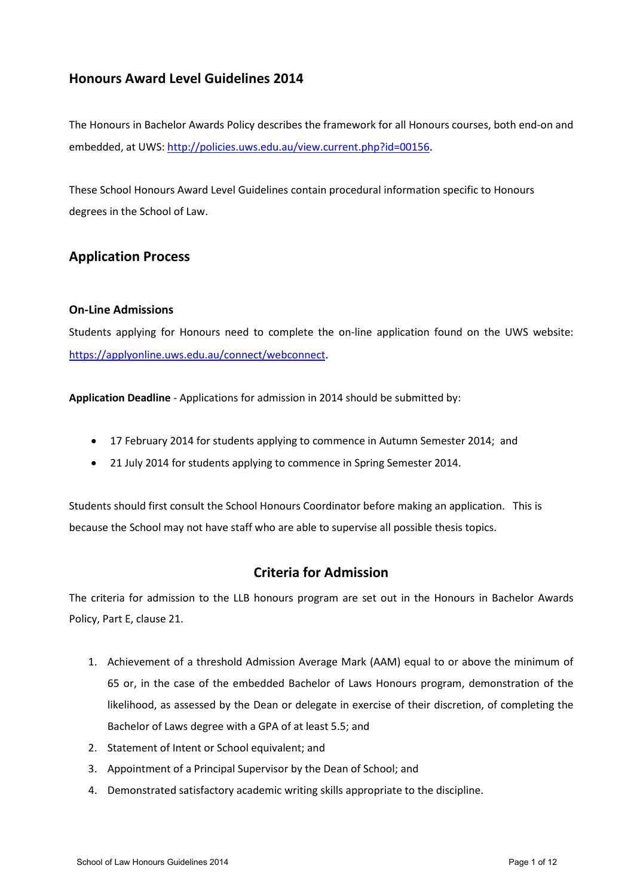## Honours Award Level Guidelines 2014

The Honours in Bachelor Awards Policy describes the framework for all Honours courses, both end-on and embedded, at UWS: http://policies.uws.edu.au/view.current.php?id=00156.

These School Honours Award Level Guidelines contain procedural information specific to Honours degrees in the School of Law.

## Application Process

### On-Line Admissions

Students applying for Honours need to complete the on-line application found on the UWS website: https://applyonline.uws.edu.au/connect/webconnect.

**Application Deadline** - Applications for admission in 2014 should be submitted by:

- 17 February 2014 for students applying to commence in Autumn Semester 2014; and
- 21 July 2014 for students applying to commence in Spring Semester 2014.

Students should first consult the School Honours Coordinator before making an application. This is because the School may not have staff who are able to supervise all possible thesis topics.

## Criteria for Admission

The criteria for admission to the LLB honours program are set out in the Honours in Bachelor Awards Policy, Part E, clause 21.

1. Achievement of a threshold Admission Average Mark (AAM) equal to or above the minimum of 65 or, in the case of the embedded Bachelor of Laws Honours program, demonstration of the likelihood, as assessed by the Dean or delegate in exercise of their discretion, of completing the Bachelor of Laws degree with a GPA of at least 5.5; and
2. Statement of Intent or School equivalent; and
3. Appointment of a Principal Supervisor by the Dean of School; and
4. Demonstrated satisfactory academic writing skills appropriate to the discipline.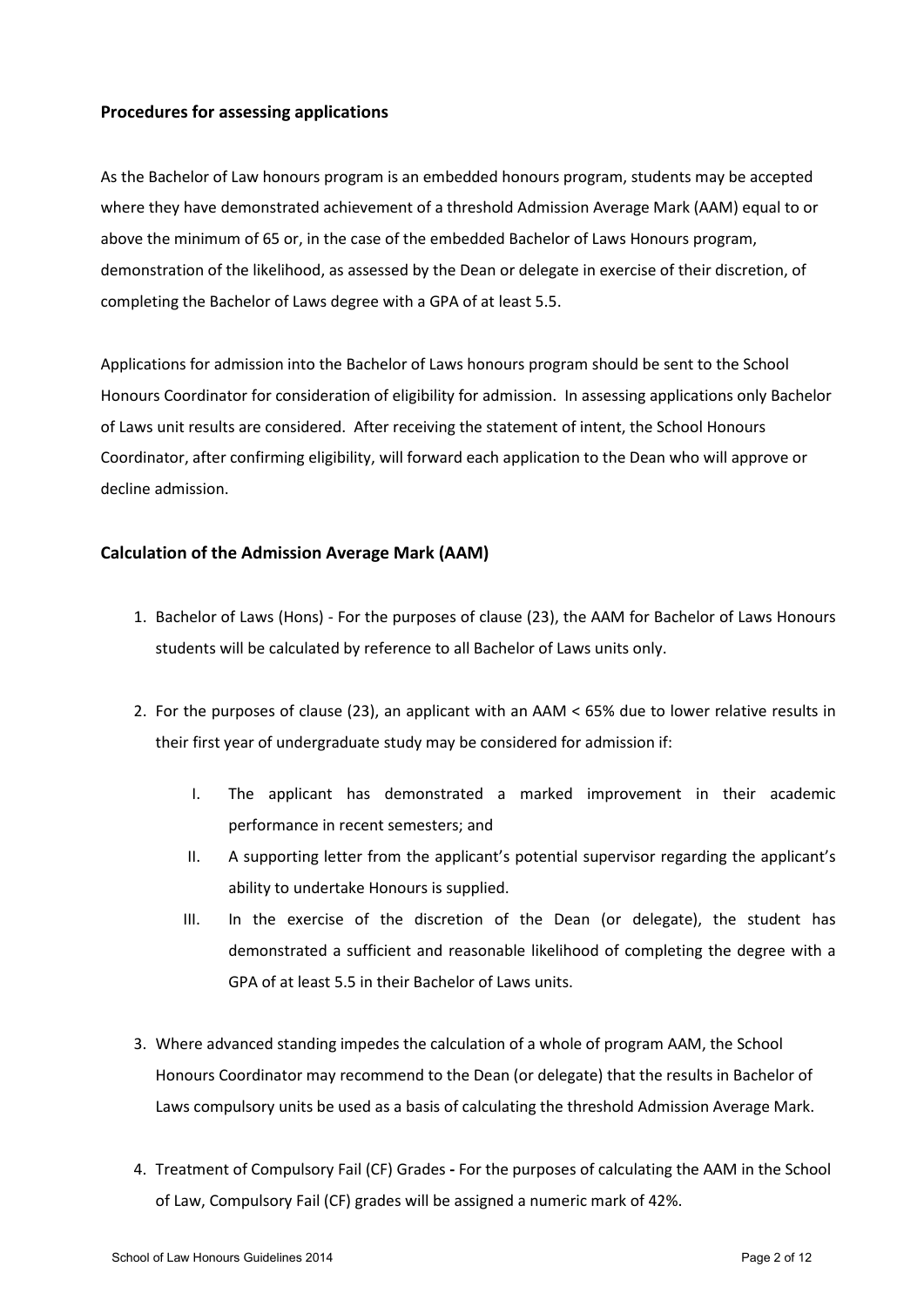## Procedures for assessing applications

As the Bachelor of Law honours program is an embedded honours program, students may be accepted where they have demonstrated achievement of a threshold Admission Average Mark (AAM) equal to or above the minimum of 65 or, in the case of the embedded Bachelor of Laws Honours program, demonstration of the likelihood, as assessed by the Dean or delegate in exercise of their discretion, of completing the Bachelor of Laws degree with a GPA of at least 5.5.

Applications for admission into the Bachelor of Laws honours program should be sent to the School Honours Coordinator for consideration of eligibility for admission. In assessing applications only Bachelor of Laws unit results are considered. After receiving the statement of intent, the School Honours Coordinator, after confirming eligibility, will forward each application to the Dean who will approve or decline admission.

## Calculation of the Admission Average Mark (AAM)

1. Bachelor of Laws (Hons) - For the purposes of clause (23), the AAM for Bachelor of Laws Honours students will be calculated by reference to all Bachelor of Laws units only.

2. For the purposes of clause (23), an applicant with an AAM < 65% due to lower relative results in their first year of undergraduate study may be considered for admission if:

   I. The applicant has demonstrated a marked improvement in their academic performance in recent semesters; and

   II. A supporting letter from the applicant's potential supervisor regarding the applicant's ability to undertake Honours is supplied.

   III. In the exercise of the discretion of the Dean (or delegate), the student has demonstrated a sufficient and reasonable likelihood of completing the degree with a GPA of at least 5.5 in their Bachelor of Laws units.

3. Where advanced standing impedes the calculation of a whole of program AAM, the School Honours Coordinator may recommend to the Dean (or delegate) that the results in Bachelor of Laws compulsory units be used as a basis of calculating the threshold Admission Average Mark.

4. Treatment of Compulsory Fail (CF) Grades **-** For the purposes of calculating the AAM in the School of Law, Compulsory Fail (CF) grades will be assigned a numeric mark of 42%.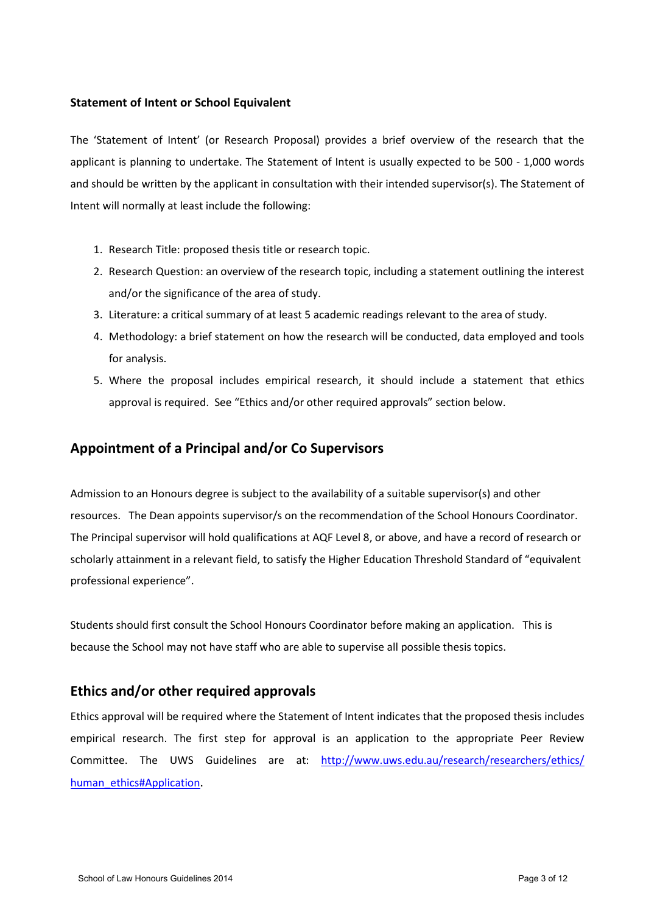**Statement of Intent or School Equivalent**

The 'Statement of Intent' (or Research Proposal) provides a brief overview of the research that the applicant is planning to undertake. The Statement of Intent is usually expected to be 500 - 1,000 words and should be written by the applicant in consultation with their intended supervisor(s). The Statement of Intent will normally at least include the following:

1. Research Title: proposed thesis title or research topic.
2. Research Question: an overview of the research topic, including a statement outlining the interest and/or the significance of the area of study.
3. Literature: a critical summary of at least 5 academic readings relevant to the area of study.
4. Methodology: a brief statement on how the research will be conducted, data employed and tools for analysis.
5. Where the proposal includes empirical research, it should include a statement that ethics approval is required. See "Ethics and/or other required approvals" section below.

## Appointment of a Principal and/or Co Supervisors

Admission to an Honours degree is subject to the availability of a suitable supervisor(s) and other resources. The Dean appoints supervisor/s on the recommendation of the School Honours Coordinator. The Principal supervisor will hold qualifications at AQF Level 8, or above, and have a record of research or scholarly attainment in a relevant field, to satisfy the Higher Education Threshold Standard of "equivalent professional experience".

Students should first consult the School Honours Coordinator before making an application. This is because the School may not have staff who are able to supervise all possible thesis topics.

## Ethics and/or other required approvals

Ethics approval will be required where the Statement of Intent indicates that the proposed thesis includes empirical research. The first step for approval is an application to the appropriate Peer Review Committee. The UWS Guidelines are at: [http://www.uws.edu.au/research/researchers/ethics/human_ethics#Application](http://www.uws.edu.au/research/researchers/ethics/human_ethics#Application).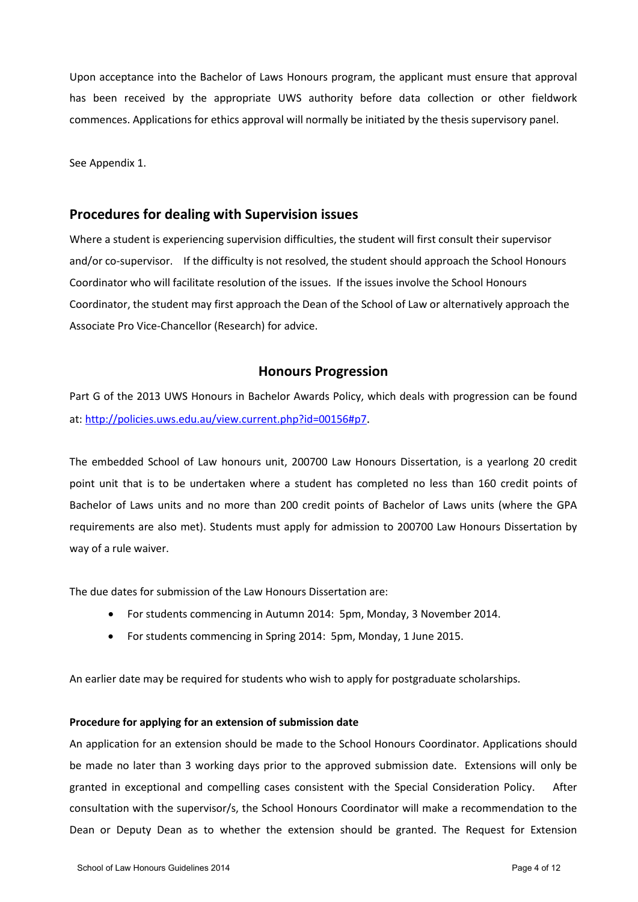Upon acceptance into the Bachelor of Laws Honours program, the applicant must ensure that approval has been received by the appropriate UWS authority before data collection or other fieldwork commences. Applications for ethics approval will normally be initiated by the thesis supervisory panel.

See Appendix 1.

## Procedures for dealing with Supervision issues

Where a student is experiencing supervision difficulties, the student will first consult their supervisor and/or co-supervisor. If the difficulty is not resolved, the student should approach the School Honours Coordinator who will facilitate resolution of the issues. If the issues involve the School Honours Coordinator, the student may first approach the Dean of the School of Law or alternatively approach the Associate Pro Vice-Chancellor (Research) for advice.

## Honours Progression

Part G of the 2013 UWS Honours in Bachelor Awards Policy, which deals with progression can be found at: [http://policies.uws.edu.au/view.current.php?id=00156#p7](http://policies.uws.edu.au/view.current.php?id=00156#p7).

The embedded School of Law honours unit, 200700 Law Honours Dissertation, is a yearlong 20 credit point unit that is to be undertaken where a student has completed no less than 160 credit points of Bachelor of Laws units and no more than 200 credit points of Bachelor of Laws units (where the GPA requirements are also met). Students must apply for admission to 200700 Law Honours Dissertation by way of a rule waiver.

The due dates for submission of the Law Honours Dissertation are:

- For students commencing in Autumn 2014: 5pm, Monday, 3 November 2014.
- For students commencing in Spring 2014: 5pm, Monday, 1 June 2015.

An earlier date may be required for students who wish to apply for postgraduate scholarships.

**Procedure for applying for an extension of submission date**

An application for an extension should be made to the School Honours Coordinator. Applications should be made no later than 3 working days prior to the approved submission date. Extensions will only be granted in exceptional and compelling cases consistent with the Special Consideration Policy. After consultation with the supervisor/s, the School Honours Coordinator will make a recommendation to the Dean or Deputy Dean as to whether the extension should be granted. The Request for Extension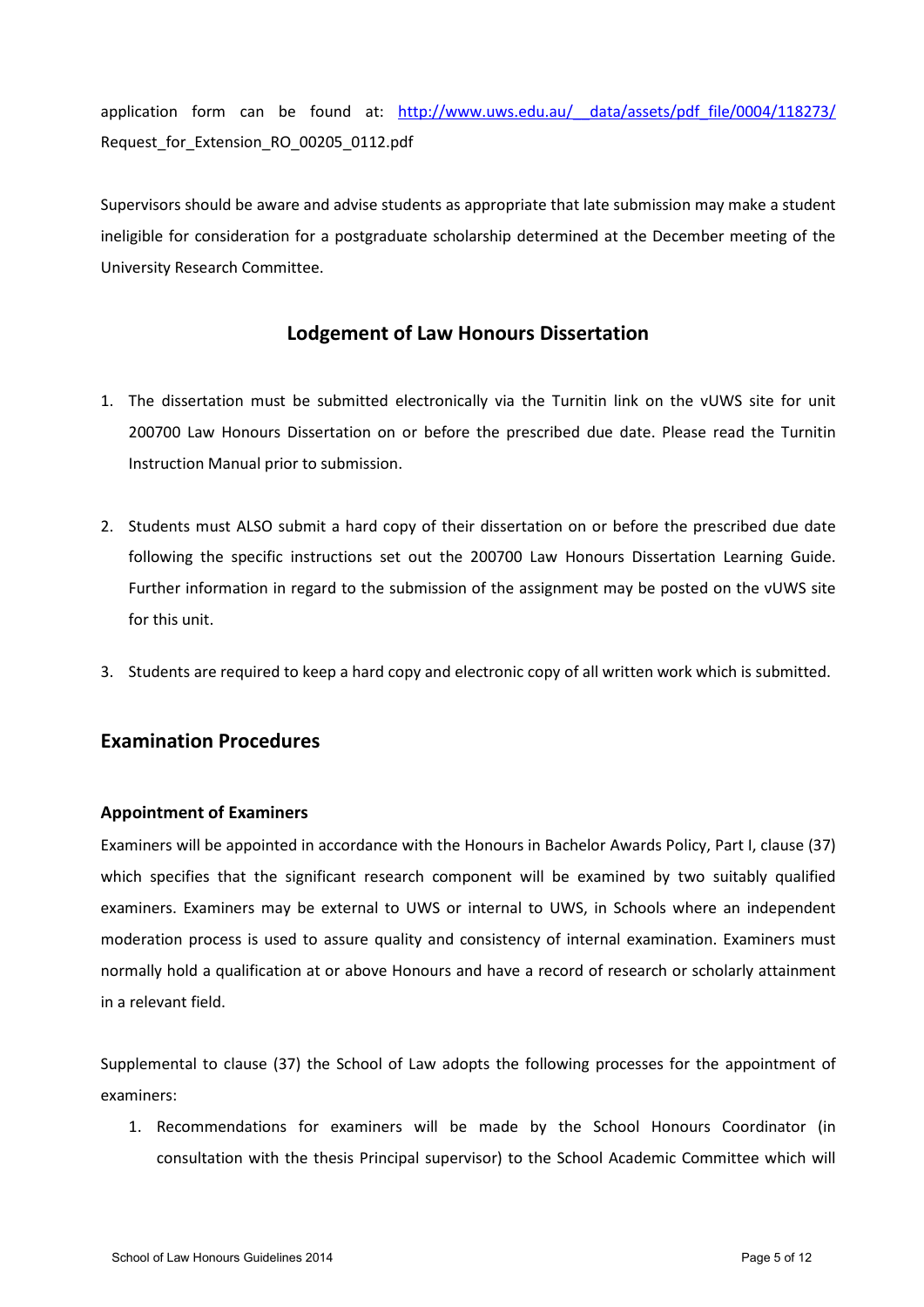application form can be found at: http://www.uws.edu.au/__data/assets/pdf_file/0004/118273/Request_for_Extension_RO_00205_0112.pdf

Supervisors should be aware and advise students as appropriate that late submission may make a student ineligible for consideration for a postgraduate scholarship determined at the December meeting of the University Research Committee.

## Lodgement of Law Honours Dissertation

1. The dissertation must be submitted electronically via the Turnitin link on the vUWS site for unit 200700 Law Honours Dissertation on or before the prescribed due date. Please read the Turnitin Instruction Manual prior to submission.

2. Students must ALSO submit a hard copy of their dissertation on or before the prescribed due date following the specific instructions set out the 200700 Law Honours Dissertation Learning Guide. Further information in regard to the submission of the assignment may be posted on the vUWS site for this unit.

3. Students are required to keep a hard copy and electronic copy of all written work which is submitted.

## Examination Procedures

### Appointment of Examiners

Examiners will be appointed in accordance with the Honours in Bachelor Awards Policy, Part I, clause (37) which specifies that the significant research component will be examined by two suitably qualified examiners. Examiners may be external to UWS or internal to UWS, in Schools where an independent moderation process is used to assure quality and consistency of internal examination. Examiners must normally hold a qualification at or above Honours and have a record of research or scholarly attainment in a relevant field.

Supplemental to clause (37) the School of Law adopts the following processes for the appointment of examiners:

1. Recommendations for examiners will be made by the School Honours Coordinator (in consultation with the thesis Principal supervisor) to the School Academic Committee which will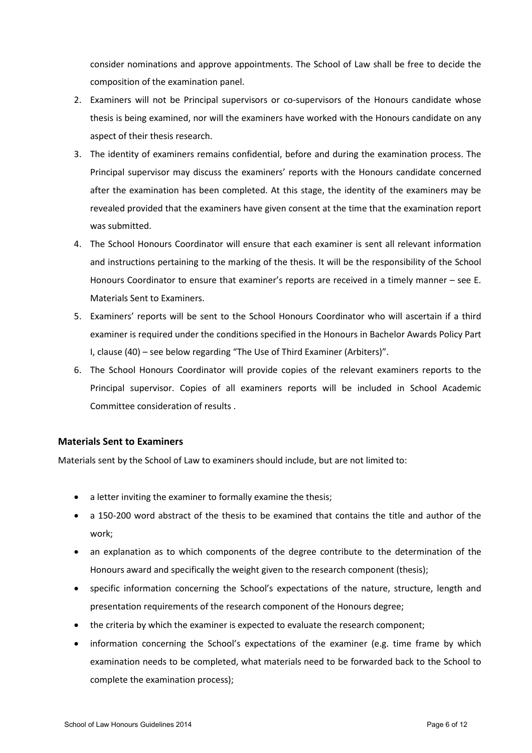consider nominations and approve appointments. The School of Law shall be free to decide the composition of the examination panel.

2. Examiners will not be Principal supervisors or co-supervisors of the Honours candidate whose thesis is being examined, nor will the examiners have worked with the Honours candidate on any aspect of their thesis research.
3. The identity of examiners remains confidential, before and during the examination process. The Principal supervisor may discuss the examiners' reports with the Honours candidate concerned after the examination has been completed. At this stage, the identity of the examiners may be revealed provided that the examiners have given consent at the time that the examination report was submitted.
4. The School Honours Coordinator will ensure that each examiner is sent all relevant information and instructions pertaining to the marking of the thesis. It will be the responsibility of the School Honours Coordinator to ensure that examiner's reports are received in a timely manner – see E. Materials Sent to Examiners.
5. Examiners' reports will be sent to the School Honours Coordinator who will ascertain if a third examiner is required under the conditions specified in the Honours in Bachelor Awards Policy Part I, clause (40) – see below regarding "The Use of Third Examiner (Arbiters)".
6. The School Honours Coordinator will provide copies of the relevant examiners reports to the Principal supervisor. Copies of all examiners reports will be included in School Academic Committee consideration of results .

### Materials Sent to Examiners

Materials sent by the School of Law to examiners should include, but are not limited to:

- a letter inviting the examiner to formally examine the thesis;
- a 150-200 word abstract of the thesis to be examined that contains the title and author of the work;
- an explanation as to which components of the degree contribute to the determination of the Honours award and specifically the weight given to the research component (thesis);
- specific information concerning the School's expectations of the nature, structure, length and presentation requirements of the research component of the Honours degree;
- the criteria by which the examiner is expected to evaluate the research component;
- information concerning the School's expectations of the examiner (e.g. time frame by which examination needs to be completed, what materials need to be forwarded back to the School to complete the examination process);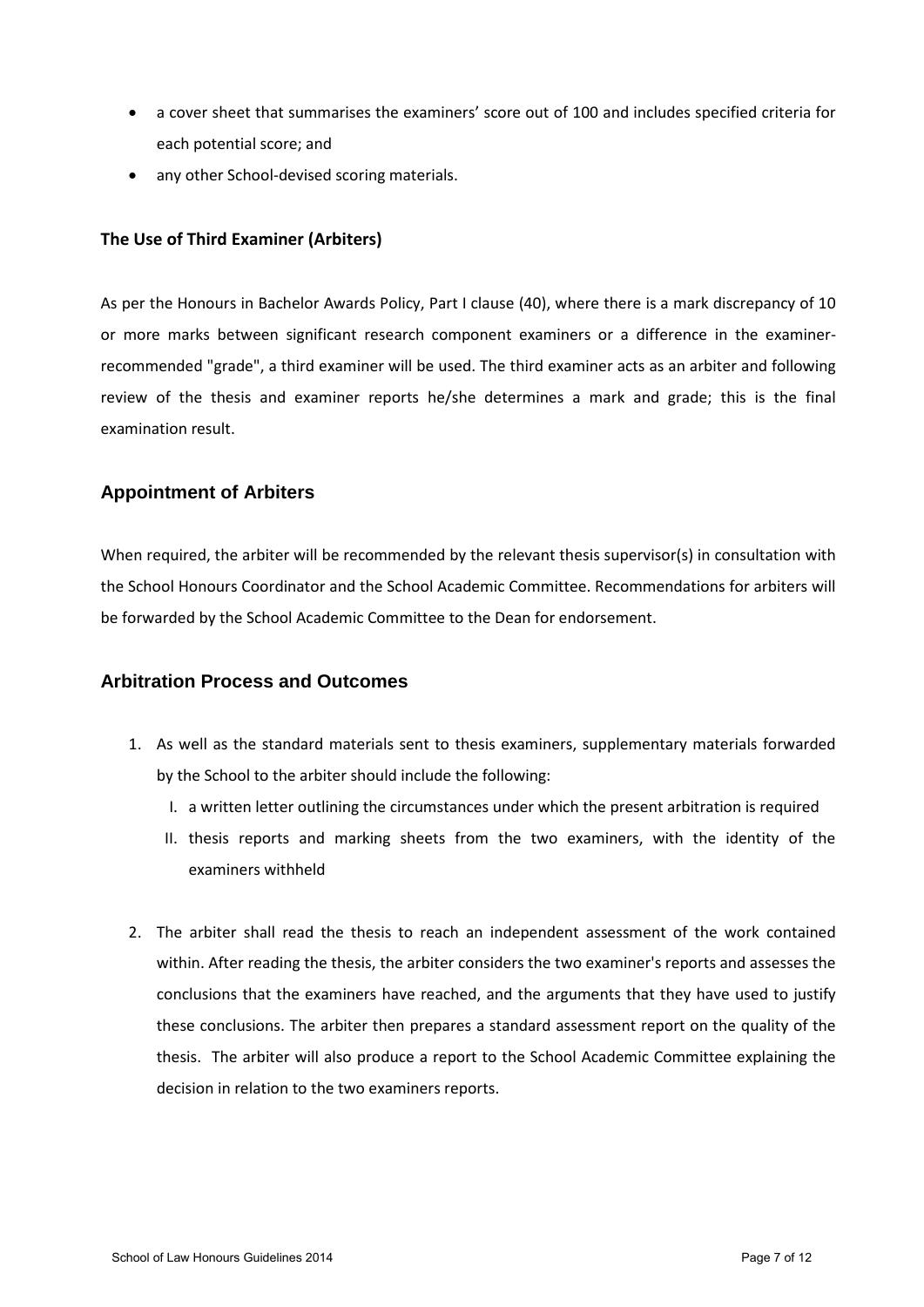- a cover sheet that summarises the examiners' score out of 100 and includes specified criteria for each potential score; and
- any other School-devised scoring materials.

**The Use of Third Examiner (Arbiters)**

As per the Honours in Bachelor Awards Policy, Part I clause (40), where there is a mark discrepancy of 10 or more marks between significant research component examiners or a difference in the examiner-recommended "grade", a third examiner will be used. The third examiner acts as an arbiter and following review of the thesis and examiner reports he/she determines a mark and grade; this is the final examination result.

## Appointment of Arbiters

When required, the arbiter will be recommended by the relevant thesis supervisor(s) in consultation with the School Honours Coordinator and the School Academic Committee. Recommendations for arbiters will be forwarded by the School Academic Committee to the Dean for endorsement.

## Arbitration Process and Outcomes

1. As well as the standard materials sent to thesis examiners, supplementary materials forwarded by the School to the arbiter should include the following:
   I. a written letter outlining the circumstances under which the present arbitration is required
   II. thesis reports and marking sheets from the two examiners, with the identity of the examiners withheld

2. The arbiter shall read the thesis to reach an independent assessment of the work contained within. After reading the thesis, the arbiter considers the two examiner's reports and assesses the conclusions that the examiners have reached, and the arguments that they have used to justify these conclusions. The arbiter then prepares a standard assessment report on the quality of the thesis. The arbiter will also produce a report to the School Academic Committee explaining the decision in relation to the two examiners reports.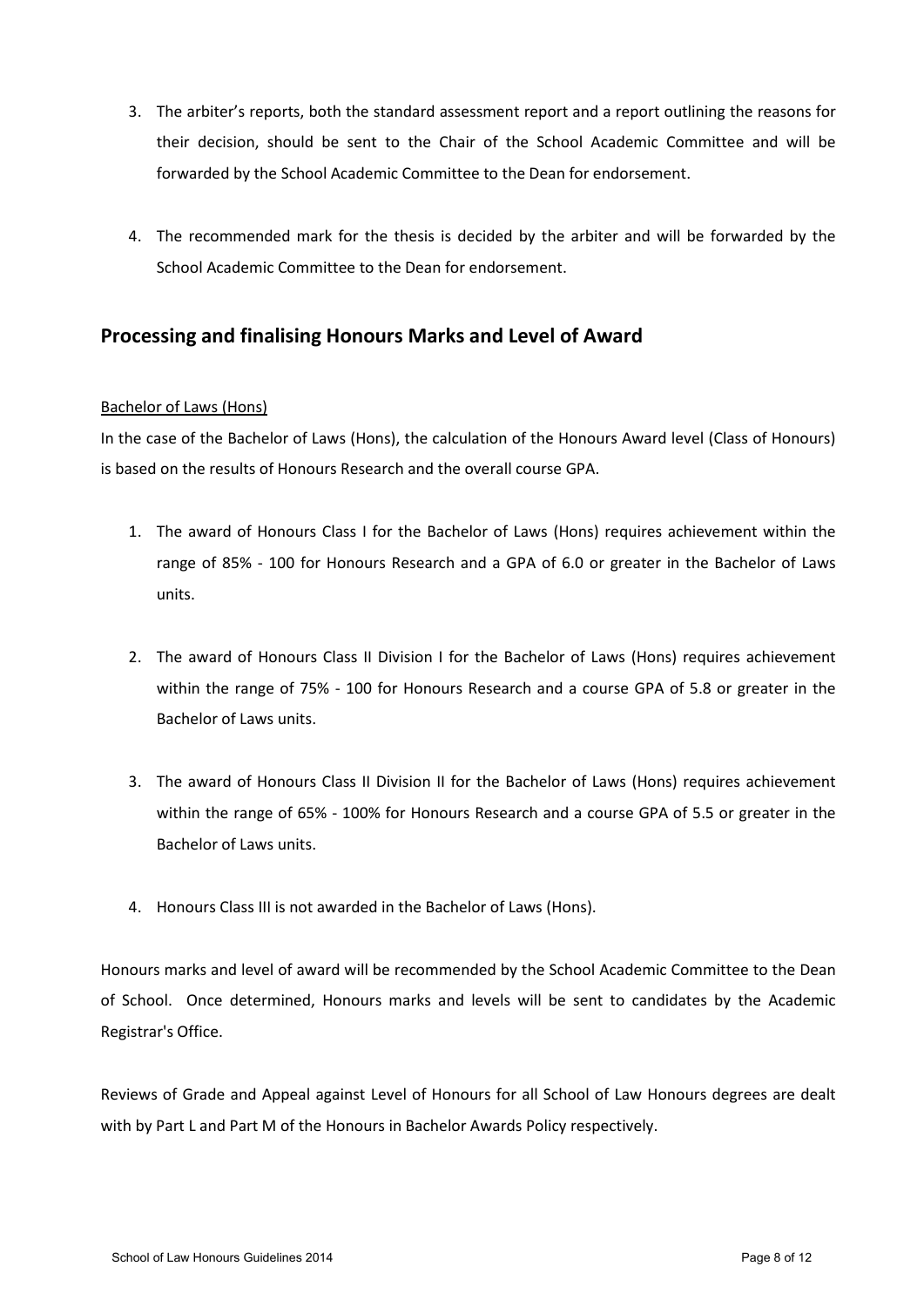3. The arbiter's reports, both the standard assessment report and a report outlining the reasons for their decision, should be sent to the Chair of the School Academic Committee and will be forwarded by the School Academic Committee to the Dean for endorsement.

4. The recommended mark for the thesis is decided by the arbiter and will be forwarded by the School Academic Committee to the Dean for endorsement.

## Processing and finalising Honours Marks and Level of Award

Bachelor of Laws (Hons)

In the case of the Bachelor of Laws (Hons), the calculation of the Honours Award level (Class of Honours) is based on the results of Honours Research and the overall course GPA.

1. The award of Honours Class I for the Bachelor of Laws (Hons) requires achievement within the range of 85% - 100 for Honours Research and a GPA of 6.0 or greater in the Bachelor of Laws units.

2. The award of Honours Class II Division I for the Bachelor of Laws (Hons) requires achievement within the range of 75% - 100 for Honours Research and a course GPA of 5.8 or greater in the Bachelor of Laws units.

3. The award of Honours Class II Division II for the Bachelor of Laws (Hons) requires achievement within the range of 65% - 100% for Honours Research and a course GPA of 5.5 or greater in the Bachelor of Laws units.

4. Honours Class III is not awarded in the Bachelor of Laws (Hons).

Honours marks and level of award will be recommended by the School Academic Committee to the Dean of School. Once determined, Honours marks and levels will be sent to candidates by the Academic Registrar's Office.

Reviews of Grade and Appeal against Level of Honours for all School of Law Honours degrees are dealt with by Part L and Part M of the Honours in Bachelor Awards Policy respectively.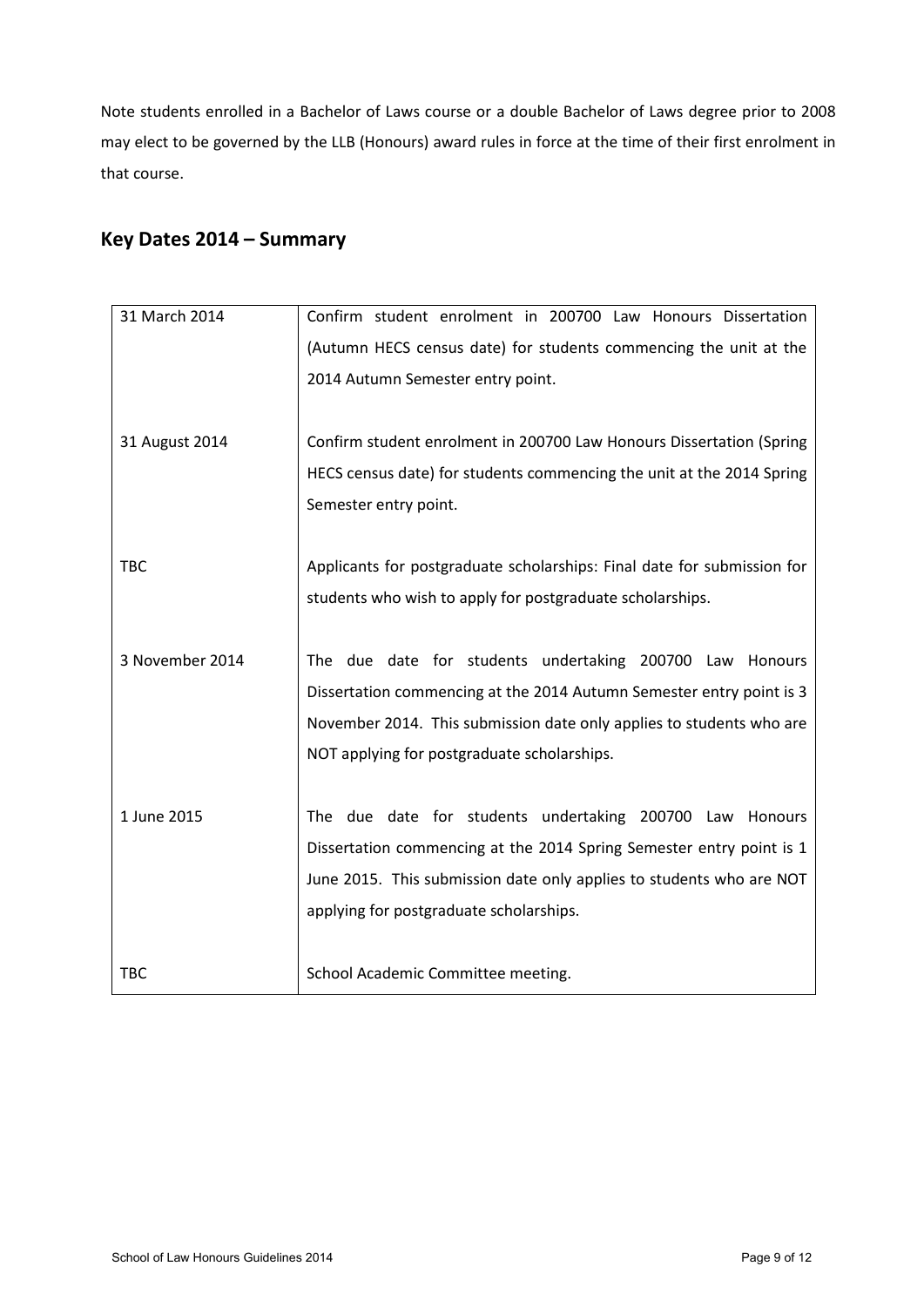Note students enrolled in a Bachelor of Laws course or a double Bachelor of Laws degree prior to 2008 may elect to be governed by the LLB (Honours) award rules in force at the time of their first enrolment in that course.

## Key Dates 2014 – Summary

| | |
|---|---|
| 31 March 2014 | Confirm student enrolment in 200700 Law Honours Dissertation (Autumn HECS census date) for students commencing the unit at the 2014 Autumn Semester entry point. |
| 31 August 2014 | Confirm student enrolment in 200700 Law Honours Dissertation (Spring HECS census date) for students commencing the unit at the 2014 Spring Semester entry point. |
| TBC | Applicants for postgraduate scholarships: Final date for submission for students who wish to apply for postgraduate scholarships. |
| 3 November 2014 | The due date for students undertaking 200700 Law Honours Dissertation commencing at the 2014 Autumn Semester entry point is 3 November 2014. This submission date only applies to students who are NOT applying for postgraduate scholarships. |
| 1 June 2015 | The due date for students undertaking 200700 Law Honours Dissertation commencing at the 2014 Spring Semester entry point is 1 June 2015. This submission date only applies to students who are NOT applying for postgraduate scholarships. |
| TBC | School Academic Committee meeting. |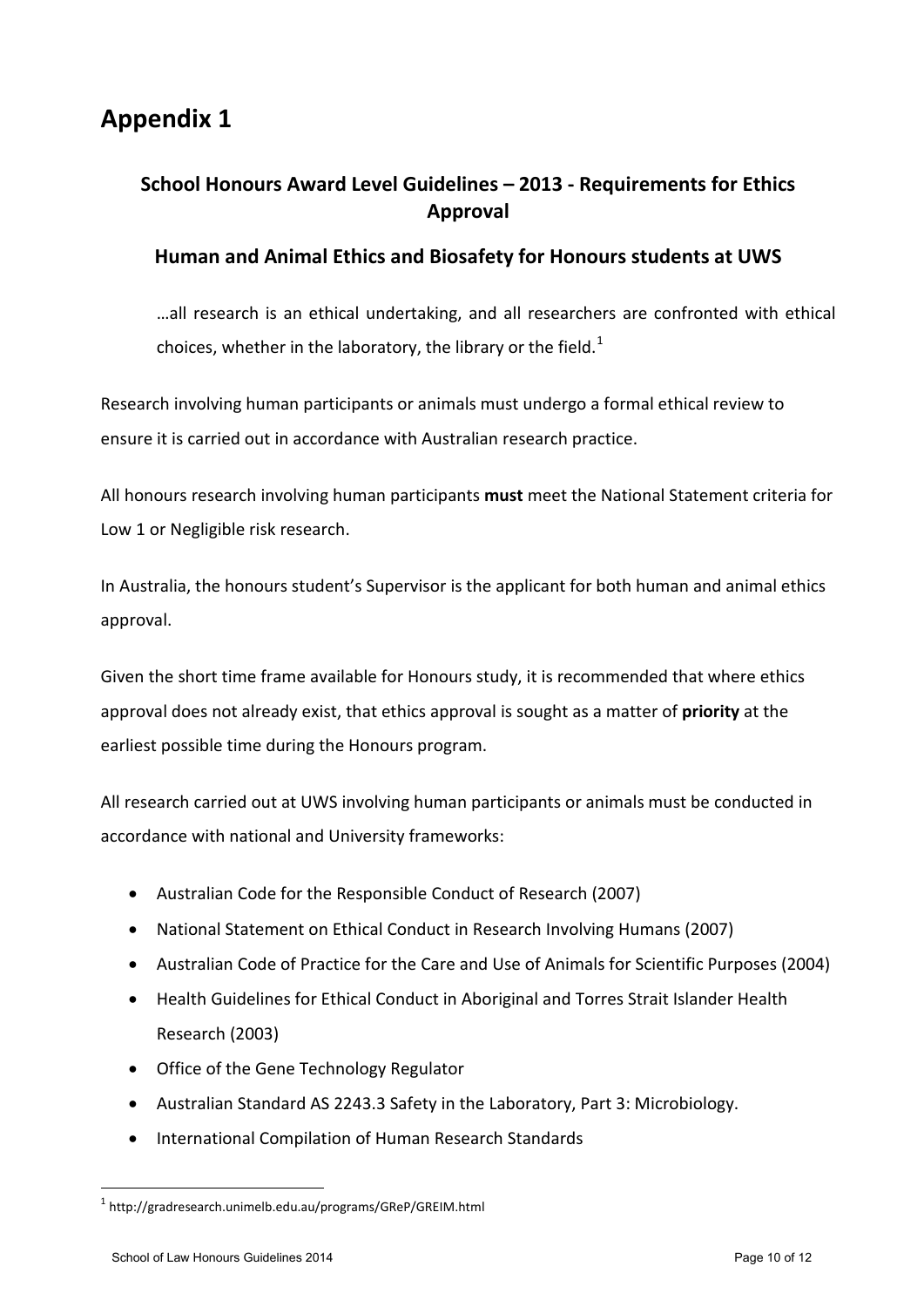# Appendix 1

## School Honours Award Level Guidelines – 2013 - Requirements for Ethics Approval

### Human and Animal Ethics and Biosafety for Honours students at UWS

> …all research is an ethical undertaking, and all researchers are confronted with ethical choices, whether in the laboratory, the library or the field.[1]

Research involving human participants or animals must undergo a formal ethical review to ensure it is carried out in accordance with Australian research practice.

All honours research involving human participants **must** meet the National Statement criteria for Low 1 or Negligible risk research.

In Australia, the honours student's Supervisor is the applicant for both human and animal ethics approval.

Given the short time frame available for Honours study, it is recommended that where ethics approval does not already exist, that ethics approval is sought as a matter of **priority** at the earliest possible time during the Honours program.

All research carried out at UWS involving human participants or animals must be conducted in accordance with national and University frameworks:

- Australian Code for the Responsible Conduct of Research (2007)
- National Statement on Ethical Conduct in Research Involving Humans (2007)
- Australian Code of Practice for the Care and Use of Animals for Scientific Purposes (2004)
- Health Guidelines for Ethical Conduct in Aboriginal and Torres Strait Islander Health Research (2003)
- Office of the Gene Technology Regulator
- Australian Standard AS 2243.3 Safety in the Laboratory, Part 3: Microbiology.
- International Compilation of Human Research Standards

[1] http://gradresearch.unimelb.edu.au/programs/GReP/GREIM.html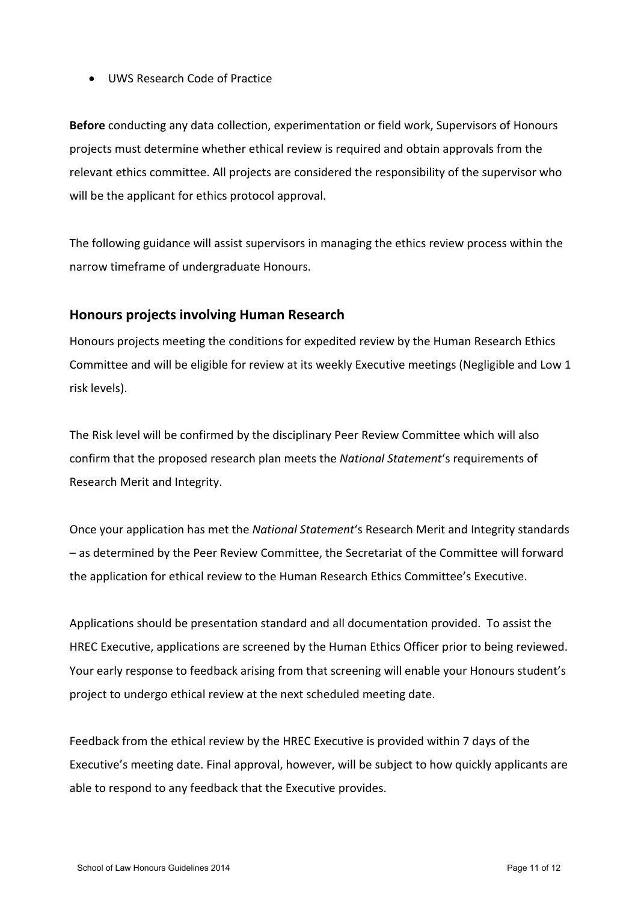- UWS Research Code of Practice

**Before** conducting any data collection, experimentation or field work, Supervisors of Honours projects must determine whether ethical review is required and obtain approvals from the relevant ethics committee. All projects are considered the responsibility of the supervisor who will be the applicant for ethics protocol approval.

The following guidance will assist supervisors in managing the ethics review process within the narrow timeframe of undergraduate Honours.

## Honours projects involving Human Research

Honours projects meeting the conditions for expedited review by the Human Research Ethics Committee and will be eligible for review at its weekly Executive meetings (Negligible and Low 1 risk levels).

The Risk level will be confirmed by the disciplinary Peer Review Committee which will also confirm that the proposed research plan meets the *National Statement*'s requirements of Research Merit and Integrity.

Once your application has met the *National Statement*'s Research Merit and Integrity standards – as determined by the Peer Review Committee, the Secretariat of the Committee will forward the application for ethical review to the Human Research Ethics Committee's Executive.

Applications should be presentation standard and all documentation provided. To assist the HREC Executive, applications are screened by the Human Ethics Officer prior to being reviewed. Your early response to feedback arising from that screening will enable your Honours student's project to undergo ethical review at the next scheduled meeting date.

Feedback from the ethical review by the HREC Executive is provided within 7 days of the Executive's meeting date. Final approval, however, will be subject to how quickly applicants are able to respond to any feedback that the Executive provides.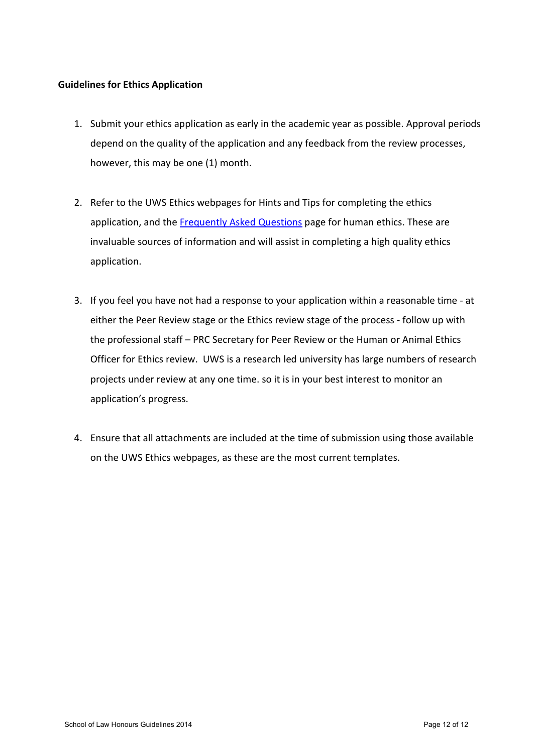**Guidelines for Ethics Application**

1. Submit your ethics application as early in the academic year as possible. Approval periods depend on the quality of the application and any feedback from the review processes, however, this may be one (1) month.

2. Refer to the UWS Ethics webpages for Hints and Tips for completing the ethics application, and the Frequently Asked Questions page for human ethics. These are invaluable sources of information and will assist in completing a high quality ethics application.

3. If you feel you have not had a response to your application within a reasonable time - at either the Peer Review stage or the Ethics review stage of the process - follow up with the professional staff – PRC Secretary for Peer Review or the Human or Animal Ethics Officer for Ethics review. UWS is a research led university has large numbers of research projects under review at any one time. so it is in your best interest to monitor an application's progress.

4. Ensure that all attachments are included at the time of submission using those available on the UWS Ethics webpages, as these are the most current templates.